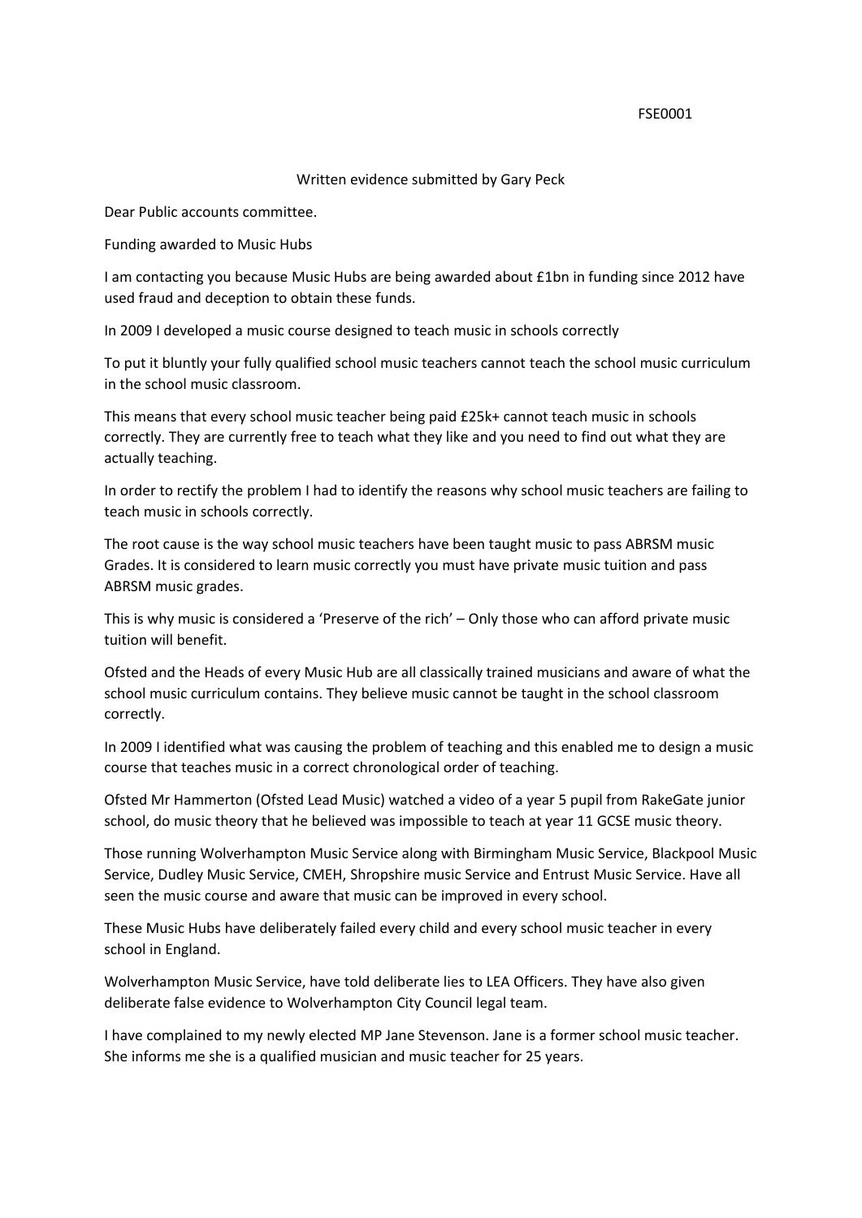FSE0001

Written evidence submitted by Gary Peck

Dear Public accounts committee.

Funding awarded to Music Hubs

I am contacting you because Music Hubs are being awarded about £1bn in funding since 2012 have used fraud and deception to obtain these funds.

In 2009 I developed a music course designed to teach music in schools correctly

To put it bluntly your fully qualified school music teachers cannot teach the school music curriculum in the school music classroom.

This means that every school music teacher being paid £25k+ cannot teach music in schools correctly. They are currently free to teach what they like and you need to find out what they are actually teaching.

In order to rectify the problem I had to identify the reasons why school music teachers are failing to teach music in schools correctly.

The root cause is the way school music teachers have been taught music to pass ABRSM music Grades. It is considered to learn music correctly you must have private music tuition and pass ABRSM music grades.

This is why music is considered a 'Preserve of the rich' – Only those who can afford private music tuition will benefit.

Ofsted and the Heads of every Music Hub are all classically trained musicians and aware of what the school music curriculum contains. They believe music cannot be taught in the school classroom correctly.

In 2009 I identified what was causing the problem of teaching and this enabled me to design a music course that teaches music in a correct chronological order of teaching.

Ofsted Mr Hammerton (Ofsted Lead Music) watched a video of a year 5 pupil from RakeGate junior school, do music theory that he believed was impossible to teach at year 11 GCSE music theory.

Those running Wolverhampton Music Service along with Birmingham Music Service, Blackpool Music Service, Dudley Music Service, CMEH, Shropshire music Service and Entrust Music Service. Have all seen the music course and aware that music can be improved in every school.

These Music Hubs have deliberately failed every child and every school music teacher in every school in England.

Wolverhampton Music Service, have told deliberate lies to LEA Officers. They have also given deliberate false evidence to Wolverhampton City Council legal team.

I have complained to my newly elected MP Jane Stevenson. Jane is a former school music teacher. She informs me she is a qualified musician and music teacher for 25 years.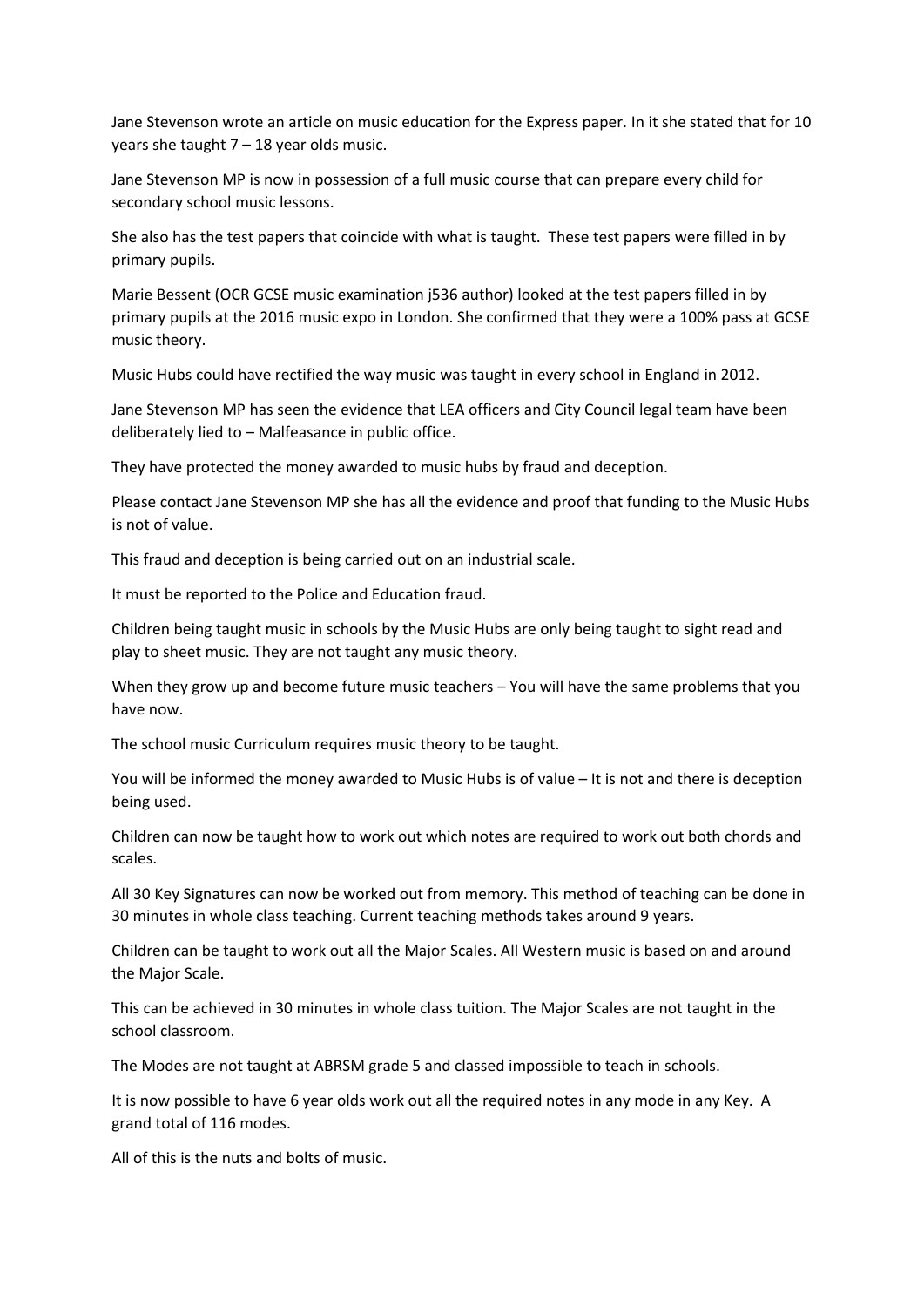Jane Stevenson wrote an article on music education for the Express paper. In it she stated that for 10 years she taught 7 – 18 year olds music.

Jane Stevenson MP is now in possession of a full music course that can prepare every child for secondary school music lessons.

She also has the test papers that coincide with what is taught. These test papers were filled in by primary pupils.

Marie Bessent (OCR GCSE music examination j536 author) looked at the test papers filled in by primary pupils at the 2016 music expo in London. She confirmed that they were a 100% pass at GCSE music theory.

Music Hubs could have rectified the way music was taught in every school in England in 2012.

Jane Stevenson MP has seen the evidence that LEA officers and City Council legal team have been deliberately lied to – Malfeasance in public office.

They have protected the money awarded to music hubs by fraud and deception.

Please contact Jane Stevenson MP she has all the evidence and proof that funding to the Music Hubs is not of value.

This fraud and deception is being carried out on an industrial scale.

It must be reported to the Police and Education fraud.

Children being taught music in schools by the Music Hubs are only being taught to sight read and play to sheet music. They are not taught any music theory.

When they grow up and become future music teachers – You will have the same problems that you have now.

The school music Curriculum requires music theory to be taught.

You will be informed the money awarded to Music Hubs is of value – It is not and there is deception being used.

Children can now be taught how to work out which notes are required to work out both chords and scales.

All 30 Key Signatures can now be worked out from memory. This method of teaching can be done in 30 minutes in whole class teaching. Current teaching methods takes around 9 years.

Children can be taught to work out all the Major Scales. All Western music is based on and around the Major Scale.

This can be achieved in 30 minutes in whole class tuition. The Major Scales are not taught in the school classroom.

The Modes are not taught at ABRSM grade 5 and classed impossible to teach in schools.

It is now possible to have 6 year olds work out all the required notes in any mode in any Key. A grand total of 116 modes.

All of this is the nuts and bolts of music.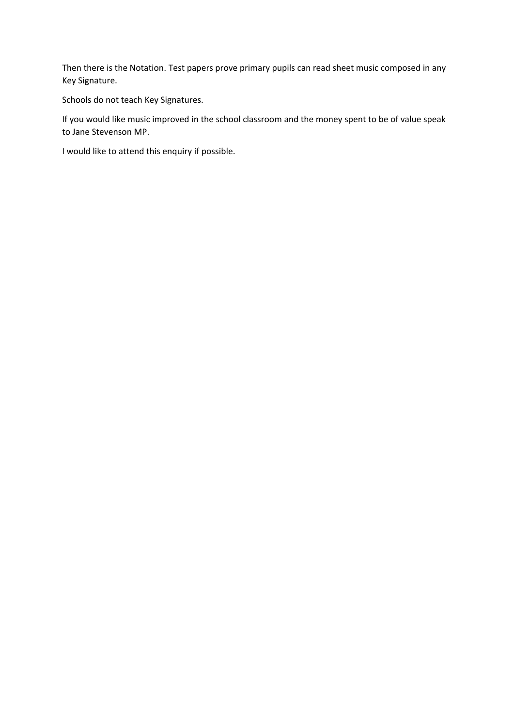Then there is the Notation. Test papers prove primary pupils can read sheet music composed in any Key Signature.

Schools do not teach Key Signatures.

If you would like music improved in the school classroom and the money spent to be of value speak to Jane Stevenson MP.

I would like to attend this enquiry if possible.